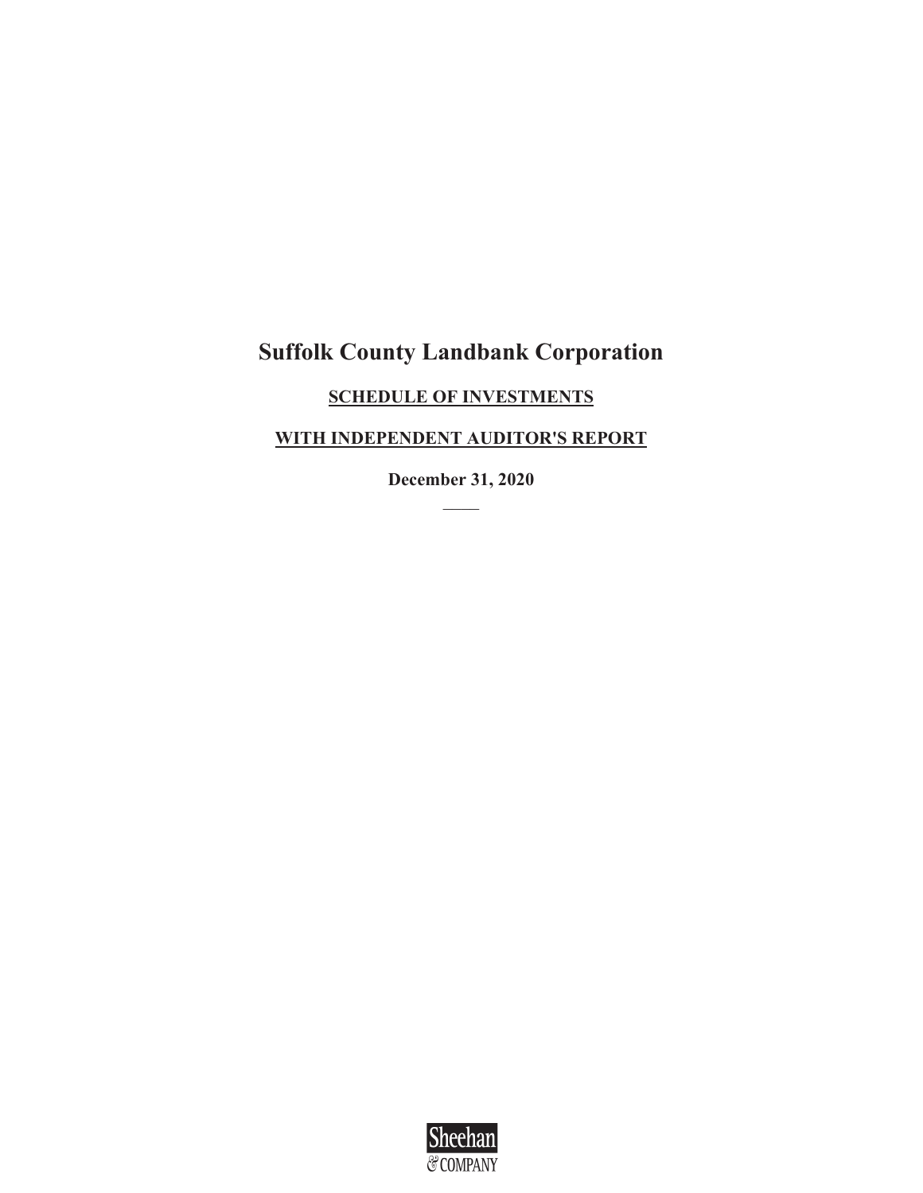# Suffolk County Landbank Corporation

## SCHEDULE OF INVESTMENTS

## WITH INDEPENDENT AUDITOR'S REPORT

**December 31, 2020**

Sheehan & COMPANY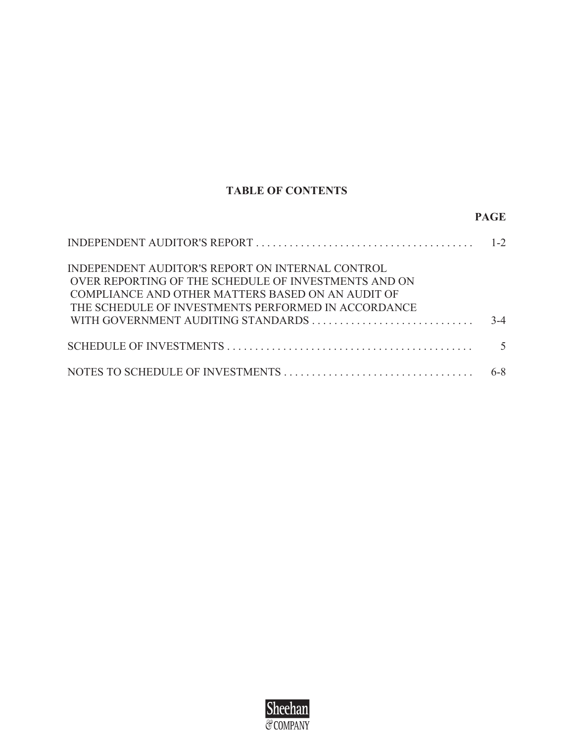# TABLE OF CONTENTS

| | PAGE |
|---|---|
| INDEPENDENT AUDITOR'S REPORT | 1-2 |
| INDEPENDENT AUDITOR'S REPORT ON INTERNAL CONTROL OVER REPORTING OF THE SCHEDULE OF INVESTMENTS AND ON COMPLIANCE AND OTHER MATTERS BASED ON AN AUDIT OF THE SCHEDULE OF INVESTMENTS PERFORMED IN ACCORDANCE WITH GOVERNMENT AUDITING STANDARDS | 3-4 |
| SCHEDULE OF INVESTMENTS | 5 |
| NOTES TO SCHEDULE OF INVESTMENTS | 6-8 |

Sheehan & COMPANY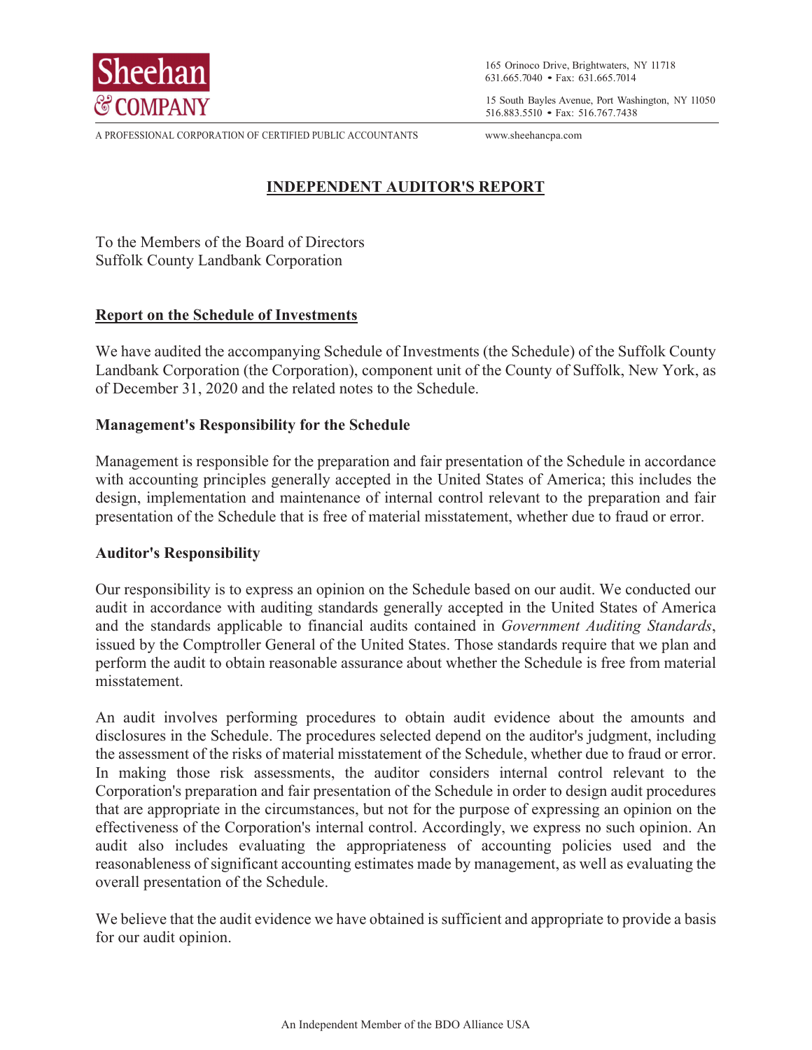Sheehan & COMPANY

A PROFESSIONAL CORPORATION OF CERTIFIED PUBLIC ACCOUNTANTS

165 Orinoco Drive, Brightwaters, NY 11718
631.665.7040 • Fax: 631.665.7014

15 South Bayles Avenue, Port Washington, NY 11050
516.883.5510 • Fax: 516.767.7438

www.sheehancpa.com

# INDEPENDENT AUDITOR'S REPORT

To the Members of the Board of Directors
Suffolk County Landbank Corporation

## Report on the Schedule of Investments

We have audited the accompanying Schedule of Investments (the Schedule) of the Suffolk County Landbank Corporation (the Corporation), component unit of the County of Suffolk, New York, as of December 31, 2020 and the related notes to the Schedule.

### Management's Responsibility for the Schedule

Management is responsible for the preparation and fair presentation of the Schedule in accordance with accounting principles generally accepted in the United States of America; this includes the design, implementation and maintenance of internal control relevant to the preparation and fair presentation of the Schedule that is free of material misstatement, whether due to fraud or error.

### Auditor's Responsibility

Our responsibility is to express an opinion on the Schedule based on our audit. We conducted our audit in accordance with auditing standards generally accepted in the United States of America and the standards applicable to financial audits contained in *Government Auditing Standards*, issued by the Comptroller General of the United States. Those standards require that we plan and perform the audit to obtain reasonable assurance about whether the Schedule is free from material misstatement.

An audit involves performing procedures to obtain audit evidence about the amounts and disclosures in the Schedule. The procedures selected depend on the auditor's judgment, including the assessment of the risks of material misstatement of the Schedule, whether due to fraud or error. In making those risk assessments, the auditor considers internal control relevant to the Corporation's preparation and fair presentation of the Schedule in order to design audit procedures that are appropriate in the circumstances, but not for the purpose of expressing an opinion on the effectiveness of the Corporation's internal control. Accordingly, we express no such opinion. An audit also includes evaluating the appropriateness of accounting policies used and the reasonableness of significant accounting estimates made by management, as well as evaluating the overall presentation of the Schedule.

We believe that the audit evidence we have obtained is sufficient and appropriate to provide a basis for our audit opinion.

An Independent Member of the BDO Alliance USA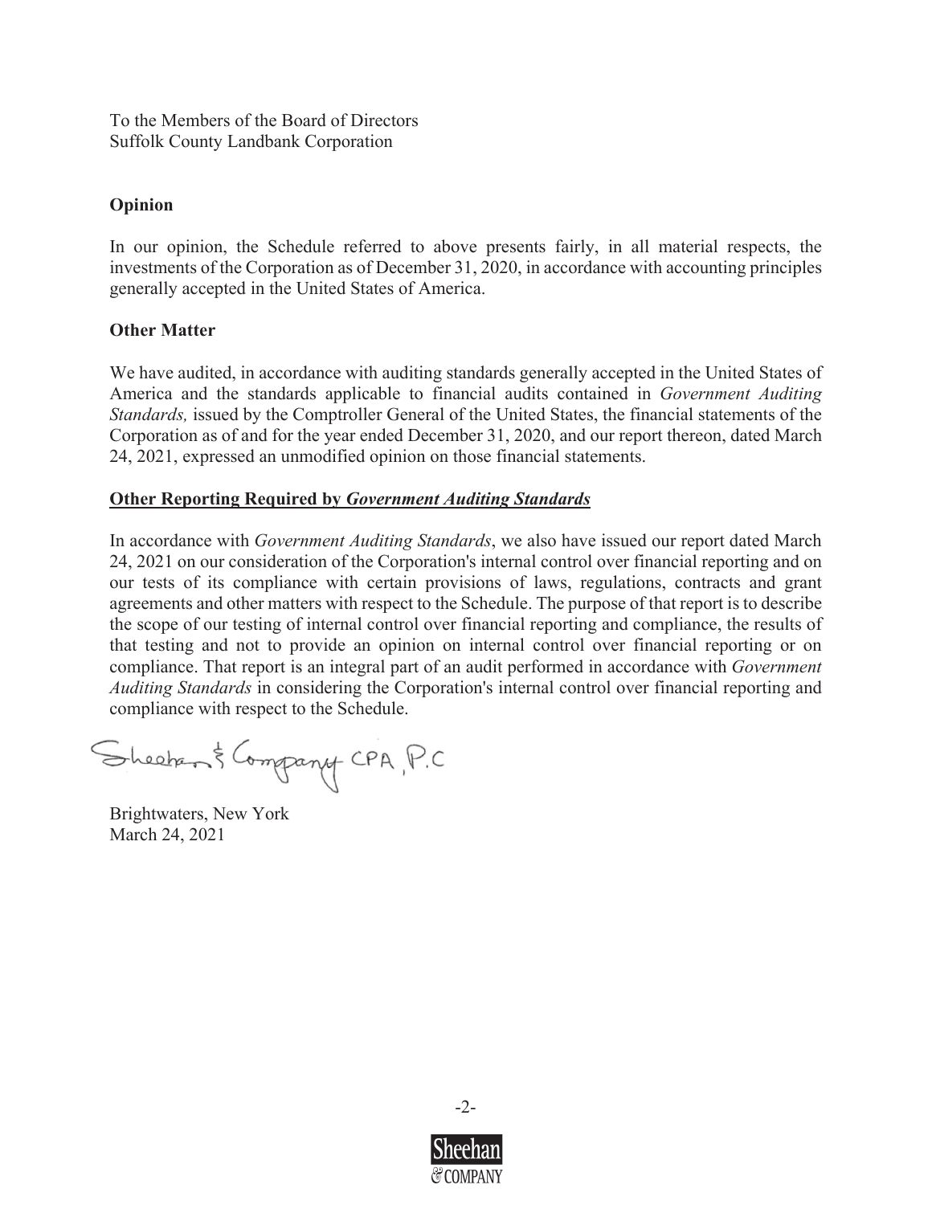To the Members of the Board of Directors
Suffolk County Landbank Corporation

**Opinion**

In our opinion, the Schedule referred to above presents fairly, in all material respects, the investments of the Corporation as of December 31, 2020, in accordance with accounting principles generally accepted in the United States of America.

**Other Matter**

We have audited, in accordance with auditing standards generally accepted in the United States of America and the standards applicable to financial audits contained in *Government Auditing Standards,* issued by the Comptroller General of the United States, the financial statements of the Corporation as of and for the year ended December 31, 2020, and our report thereon, dated March 24, 2021, expressed an unmodified opinion on those financial statements.

**Other Reporting Required by *Government Auditing Standards***

In accordance with *Government Auditing Standards*, we also have issued our report dated March 24, 2021 on our consideration of the Corporation's internal control over financial reporting and on our tests of its compliance with certain provisions of laws, regulations, contracts and grant agreements and other matters with respect to the Schedule. The purpose of that report is to describe the scope of our testing of internal control over financial reporting and compliance, the results of that testing and not to provide an opinion on internal control over financial reporting or on compliance. That report is an integral part of an audit performed in accordance with *Government Auditing Standards* in considering the Corporation's internal control over financial reporting and compliance with respect to the Schedule.

Sheehan & Company CPA, P.C

Brightwaters, New York
March 24, 2021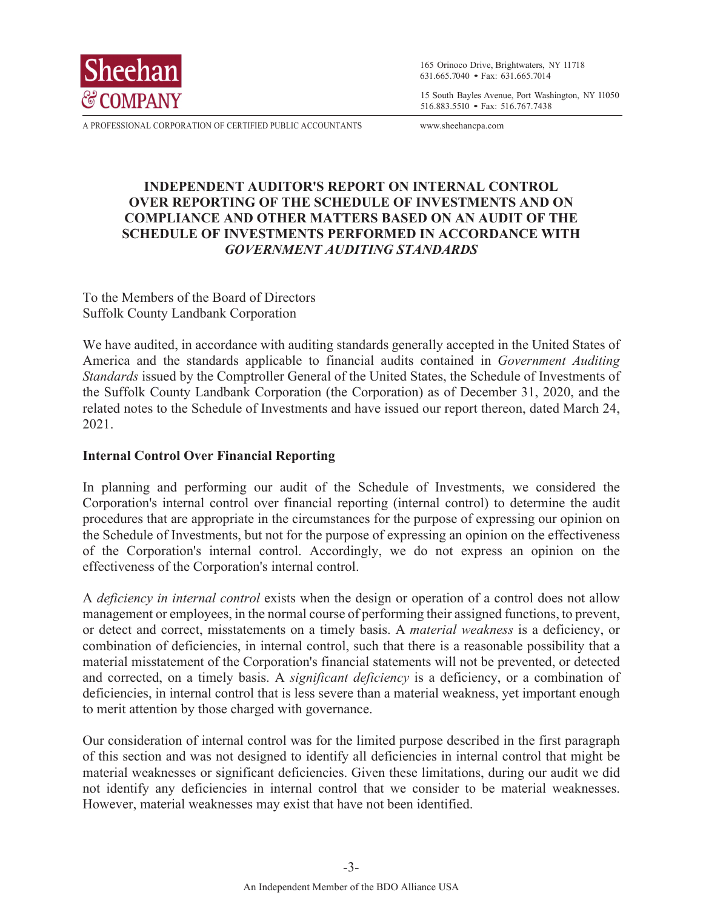# INDEPENDENT AUDITOR'S REPORT ON INTERNAL CONTROL OVER REPORTING OF THE SCHEDULE OF INVESTMENTS AND ON COMPLIANCE AND OTHER MATTERS BASED ON AN AUDIT OF THE SCHEDULE OF INVESTMENTS PERFORMED IN ACCORDANCE WITH *GOVERNMENT AUDITING STANDARDS*

To the Members of the Board of Directors
Suffolk County Landbank Corporation

We have audited, in accordance with auditing standards generally accepted in the United States of America and the standards applicable to financial audits contained in *Government Auditing Standards* issued by the Comptroller General of the United States, the Schedule of Investments of the Suffolk County Landbank Corporation (the Corporation) as of December 31, 2020, and the related notes to the Schedule of Investments and have issued our report thereon, dated March 24, 2021.

## Internal Control Over Financial Reporting

In planning and performing our audit of the Schedule of Investments, we considered the Corporation's internal control over financial reporting (internal control) to determine the audit procedures that are appropriate in the circumstances for the purpose of expressing our opinion on the Schedule of Investments, but not for the purpose of expressing an opinion on the effectiveness of the Corporation's internal control. Accordingly, we do not express an opinion on the effectiveness of the Corporation's internal control.

A *deficiency in internal control* exists when the design or operation of a control does not allow management or employees, in the normal course of performing their assigned functions, to prevent, or detect and correct, misstatements on a timely basis. A *material weakness* is a deficiency, or combination of deficiencies, in internal control, such that there is a reasonable possibility that a material misstatement of the Corporation's financial statements will not be prevented, or detected and corrected, on a timely basis. A *significant deficiency* is a deficiency, or a combination of deficiencies, in internal control that is less severe than a material weakness, yet important enough to merit attention by those charged with governance.

Our consideration of internal control was for the limited purpose described in the first paragraph of this section and was not designed to identify all deficiencies in internal control that might be material weaknesses or significant deficiencies. Given these limitations, during our audit we did not identify any deficiencies in internal control that we consider to be material weaknesses. However, material weaknesses may exist that have not been identified.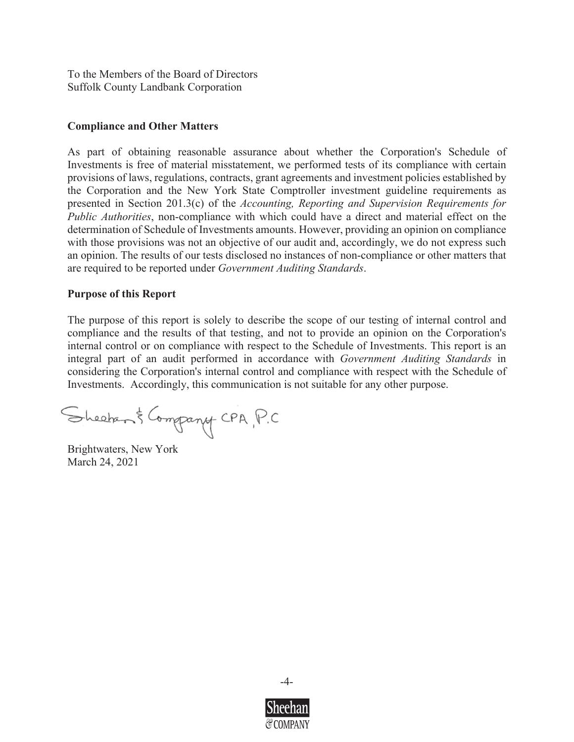To the Members of the Board of Directors
Suffolk County Landbank Corporation

**Compliance and Other Matters**

As part of obtaining reasonable assurance about whether the Corporation's Schedule of Investments is free of material misstatement, we performed tests of its compliance with certain provisions of laws, regulations, contracts, grant agreements and investment policies established by the Corporation and the New York State Comptroller investment guideline requirements as presented in Section 201.3(c) of the *Accounting, Reporting and Supervision Requirements for Public Authorities*, non-compliance with which could have a direct and material effect on the determination of Schedule of Investments amounts. However, providing an opinion on compliance with those provisions was not an objective of our audit and, accordingly, we do not express such an opinion. The results of our tests disclosed no instances of non-compliance or other matters that are required to be reported under *Government Auditing Standards*.

**Purpose of this Report**

The purpose of this report is solely to describe the scope of our testing of internal control and compliance and the results of that testing, and not to provide an opinion on the Corporation's internal control or on compliance with respect to the Schedule of Investments. This report is an integral part of an audit performed in accordance with *Government Auditing Standards* in considering the Corporation's internal control and compliance with respect with the Schedule of Investments. Accordingly, this communication is not suitable for any other purpose.

Sheehan & Company CPA, P.C

Brightwaters, New York
March 24, 2021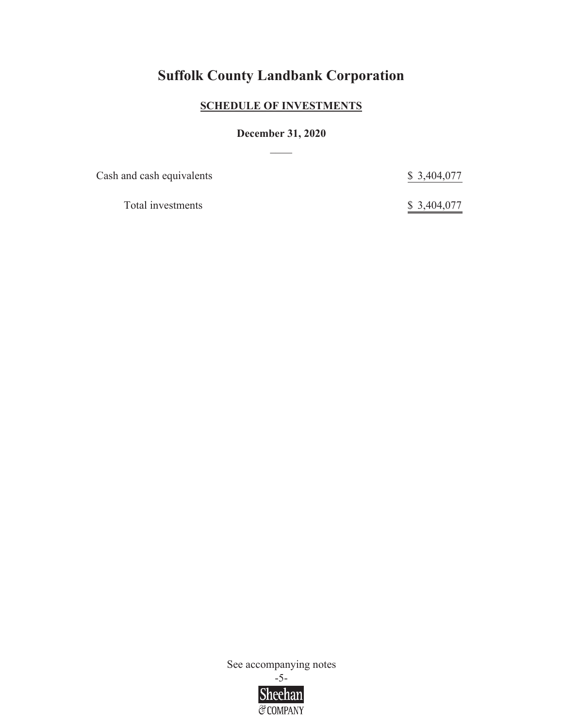# Suffolk County Landbank Corporation

## SCHEDULE OF INVESTMENTS

**December 31, 2020**

| | |
|---|---|
| Cash and cash equivalents | $ 3,404,077 |
| Total investments | $ 3,404,077 |

See accompanying notes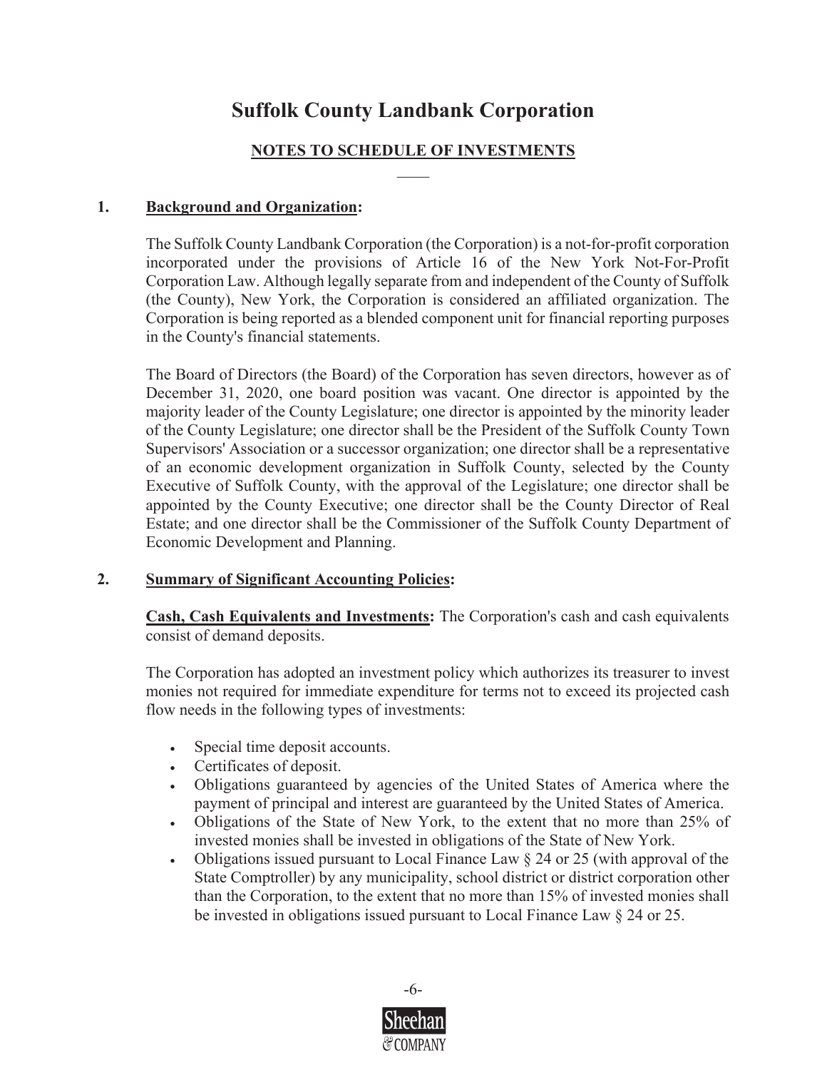# Suffolk County Landbank Corporation

## NOTES TO SCHEDULE OF INVESTMENTS

### 1. Background and Organization:

The Suffolk County Landbank Corporation (the Corporation) is a not-for-profit corporation incorporated under the provisions of Article 16 of the New York Not-For-Profit Corporation Law. Although legally separate from and independent of the County of Suffolk (the County), New York, the Corporation is considered an affiliated organization. The Corporation is being reported as a blended component unit for financial reporting purposes in the County's financial statements.

The Board of Directors (the Board) of the Corporation has seven directors, however as of December 31, 2020, one board position was vacant. One director is appointed by the majority leader of the County Legislature; one director is appointed by the minority leader of the County Legislature; one director shall be the President of the Suffolk County Town Supervisors' Association or a successor organization; one director shall be a representative of an economic development organization in Suffolk County, selected by the County Executive of Suffolk County, with the approval of the Legislature; one director shall be appointed by the County Executive; one director shall be the County Director of Real Estate; and one director shall be the Commissioner of the Suffolk County Department of Economic Development and Planning.

### 2. Summary of Significant Accounting Policies:

**Cash, Cash Equivalents and Investments:** The Corporation's cash and cash equivalents consist of demand deposits.

The Corporation has adopted an investment policy which authorizes its treasurer to invest monies not required for immediate expenditure for terms not to exceed its projected cash flow needs in the following types of investments:

- Special time deposit accounts.
- Certificates of deposit.
- Obligations guaranteed by agencies of the United States of America where the payment of principal and interest are guaranteed by the United States of America.
- Obligations of the State of New York, to the extent that no more than 25% of invested monies shall be invested in obligations of the State of New York.
- Obligations issued pursuant to Local Finance Law § 24 or 25 (with approval of the State Comptroller) by any municipality, school district or district corporation other than the Corporation, to the extent that no more than 15% of invested monies shall be invested in obligations issued pursuant to Local Finance Law § 24 or 25.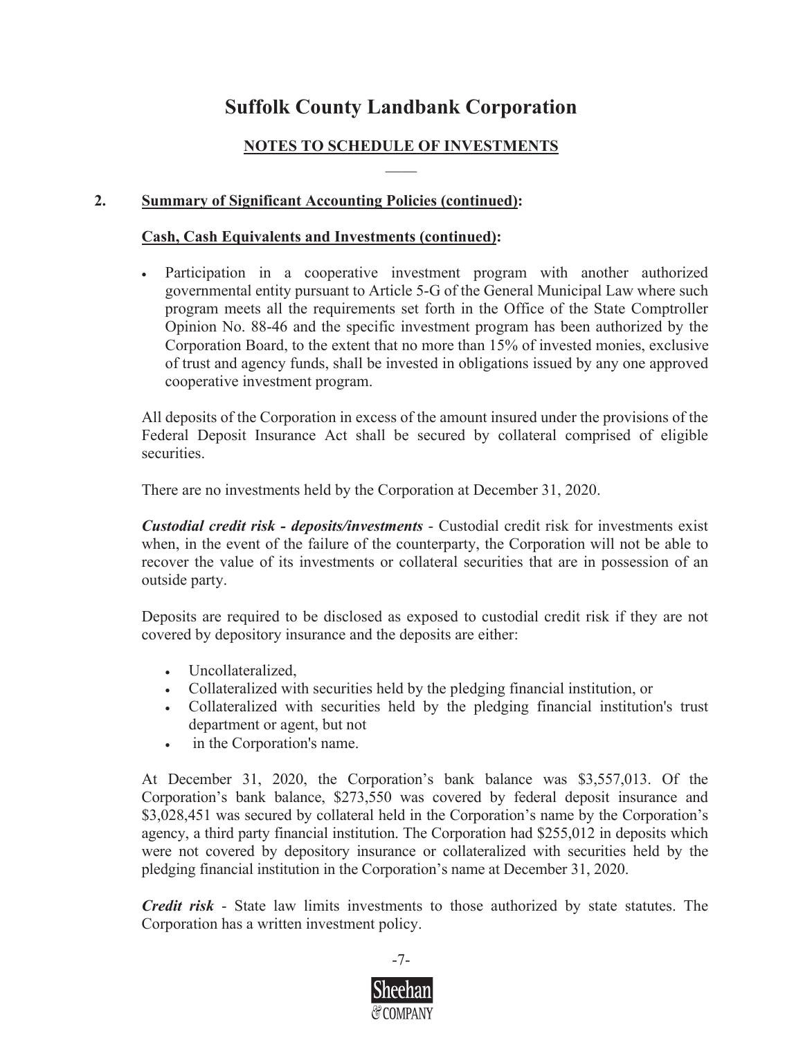# Suffolk County Landbank Corporation

## NOTES TO SCHEDULE OF INVESTMENTS

**2. Summary of Significant Accounting Policies (continued):**

**Cash, Cash Equivalents and Investments (continued):**

- Participation in a cooperative investment program with another authorized governmental entity pursuant to Article 5-G of the General Municipal Law where such program meets all the requirements set forth in the Office of the State Comptroller Opinion No. 88-46 and the specific investment program has been authorized by the Corporation Board, to the extent that no more than 15% of invested monies, exclusive of trust and agency funds, shall be invested in obligations issued by any one approved cooperative investment program.

All deposits of the Corporation in excess of the amount insured under the provisions of the Federal Deposit Insurance Act shall be secured by collateral comprised of eligible securities.

There are no investments held by the Corporation at December 31, 2020.

***Custodial credit risk - deposits/investments*** - Custodial credit risk for investments exist when, in the event of the failure of the counterparty, the Corporation will not be able to recover the value of its investments or collateral securities that are in possession of an outside party.

Deposits are required to be disclosed as exposed to custodial credit risk if they are not covered by depository insurance and the deposits are either:

- Uncollateralized,
- Collateralized with securities held by the pledging financial institution, or
- Collateralized with securities held by the pledging financial institution's trust department or agent, but not
- in the Corporation's name.

At December 31, 2020, the Corporation's bank balance was $3,557,013. Of the Corporation's bank balance, $273,550 was covered by federal deposit insurance and $3,028,451 was secured by collateral held in the Corporation's name by the Corporation's agency, a third party financial institution. The Corporation had $255,012 in deposits which were not covered by depository insurance or collateralized with securities held by the pledging financial institution in the Corporation's name at December 31, 2020.

***Credit risk*** - State law limits investments to those authorized by state statutes. The Corporation has a written investment policy.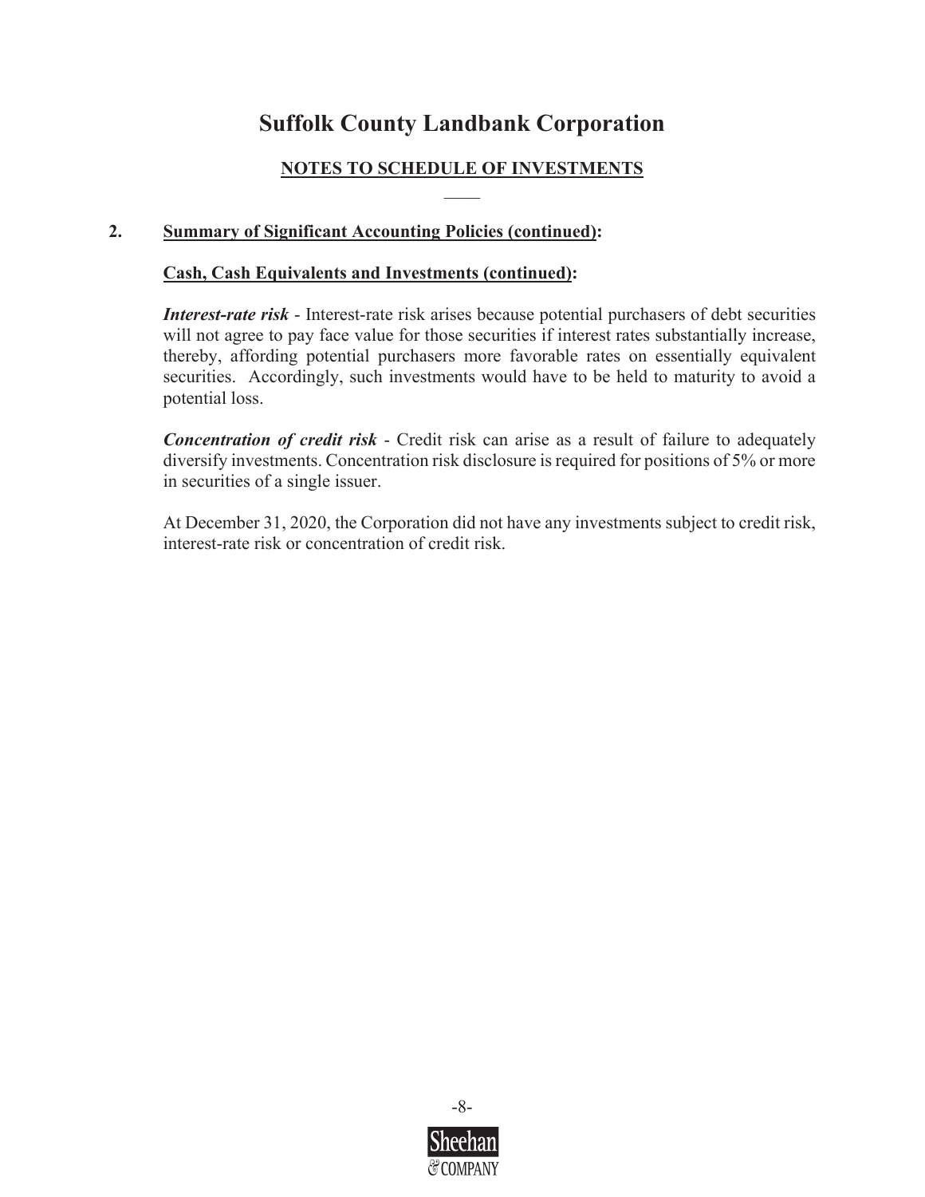# Suffolk County Landbank Corporation

## NOTES TO SCHEDULE OF INVESTMENTS

**2. Summary of Significant Accounting Policies (continued):**

**Cash, Cash Equivalents and Investments (continued):**

***Interest-rate risk*** - Interest-rate risk arises because potential purchasers of debt securities will not agree to pay face value for those securities if interest rates substantially increase, thereby, affording potential purchasers more favorable rates on essentially equivalent securities. Accordingly, such investments would have to be held to maturity to avoid a potential loss.

***Concentration of credit risk*** - Credit risk can arise as a result of failure to adequately diversify investments. Concentration risk disclosure is required for positions of 5% or more in securities of a single issuer.

At December 31, 2020, the Corporation did not have any investments subject to credit risk, interest-rate risk or concentration of credit risk.